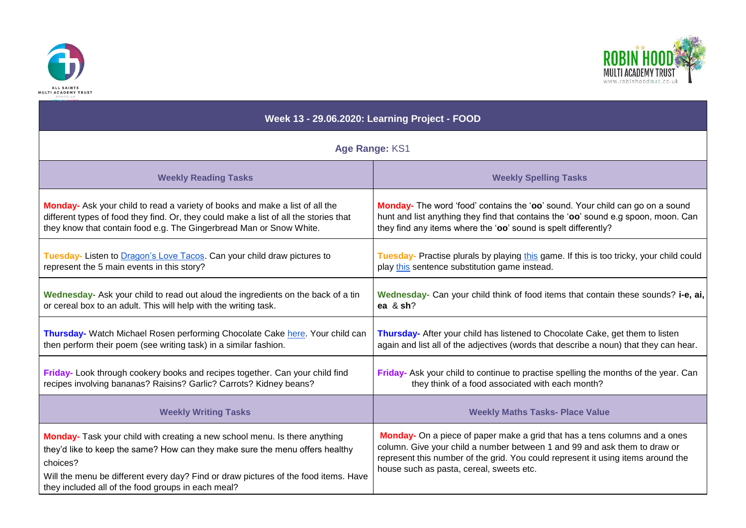ALL SAINTS MULTI ACADEMY TRUST

ROBIN HOOD MULTI ACADEMY TRUST
www.robinhoodmat.co.uk

## Week 13 - 29.06.2020: Learning Project - FOOD

**Age Range:** KS1

| Weekly Reading Tasks | Weekly Spelling Tasks |
|---|---|
| **Monday-** Ask your child to read a variety of books and make a list of all the different types of food they find. Or, they could make a list of all the stories that they know that contain food e.g. The Gingerbread Man or Snow White. | **Monday-** The word 'food' contains the '**oo**' sound. Your child can go on a sound hunt and list anything they find that contains the '**oo**' sound e.g spoon, moon. Can they find any items where the '**oo**' sound is spelt differently? |
| **Tuesday-** Listen to Dragon's Love Tacos. Can your child draw pictures to represent the 5 main events in this story? | **Tuesday-** Practise plurals by playing this game. If this is too tricky, your child could play this sentence substitution game instead. |
| **Wednesday-** Ask your child to read out aloud the ingredients on the back of a tin or cereal box to an adult. This will help with the writing task. | **Wednesday-** Can your child think of food items that contain these sounds? **i-e, ai, ea** & **sh**? |
| **Thursday-** Watch Michael Rosen performing Chocolate Cake here. Your child can then perform their poem (see writing task) in a similar fashion. | **Thursday-** After your child has listened to Chocolate Cake, get them to listen again and list all of the adjectives (words that describe a noun) that they can hear. |
| **Friday-** Look through cookery books and recipes together. Can your child find recipes involving bananas? Raisins? Garlic? Carrots? Kidney beans? | **Friday-** Ask your child to continue to practise spelling the months of the year. Can they think of a food associated with each month? |
| **Weekly Writing Tasks** | **Weekly Maths Tasks- Place Value** |
| **Monday-** Task your child with creating a new school menu. Is there anything they'd like to keep the same? How can they make sure the menu offers healthy choices? Will the menu be different every day? Find or draw pictures of the food items. Have they included all of the food groups in each meal? | **Monday-** On a piece of paper make a grid that has a tens columns and a ones column. Give your child a number between 1 and 99 and ask them to draw or represent this number of the grid. You could represent it using items around the house such as pasta, cereal, sweets etc. |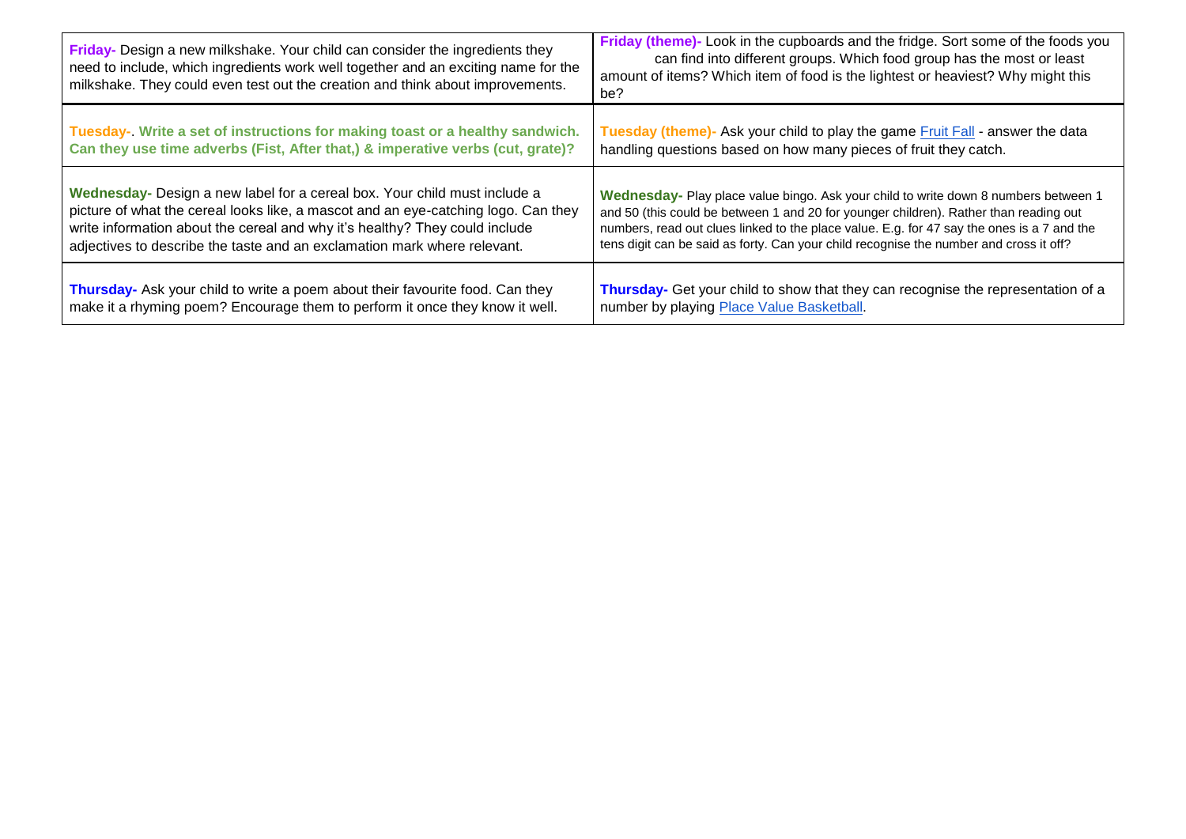| | |
|---|---|
| **Friday-** Design a new milkshake. Your child can consider the ingredients they need to include, which ingredients work well together and an exciting name for the milkshake. They could even test out the creation and think about improvements. | **Friday (theme)-** Look in the cupboards and the fridge. Sort some of the foods you can find into different groups. Which food group has the most or least amount of items? Which item of food is the lightest or heaviest? Why might this be? |
| **Tuesday-. Write a set of instructions for making toast or a healthy sandwich. Can they use time adverbs (Fist, After that,) & imperative verbs (cut, grate)?** | **Tuesday (theme)-** Ask your child to play the game Fruit Fall - answer the data handling questions based on how many pieces of fruit they catch. |
| **Wednesday-** Design a new label for a cereal box. Your child must include a picture of what the cereal looks like, a mascot and an eye-catching logo. Can they write information about the cereal and why it's healthy? They could include adjectives to describe the taste and an exclamation mark where relevant. | **Wednesday-** Play place value bingo. Ask your child to write down 8 numbers between 1 and 50 (this could be between 1 and 20 for younger children). Rather than reading out numbers, read out clues linked to the place value. E.g. for 47 say the ones is a 7 and the tens digit can be said as forty. Can your child recognise the number and cross it off? |
| **Thursday-** Ask your child to write a poem about their favourite food. Can they make it a rhyming poem? Encourage them to perform it once they know it well. | **Thursday-** Get your child to show that they can recognise the representation of a number by playing Place Value Basketball. |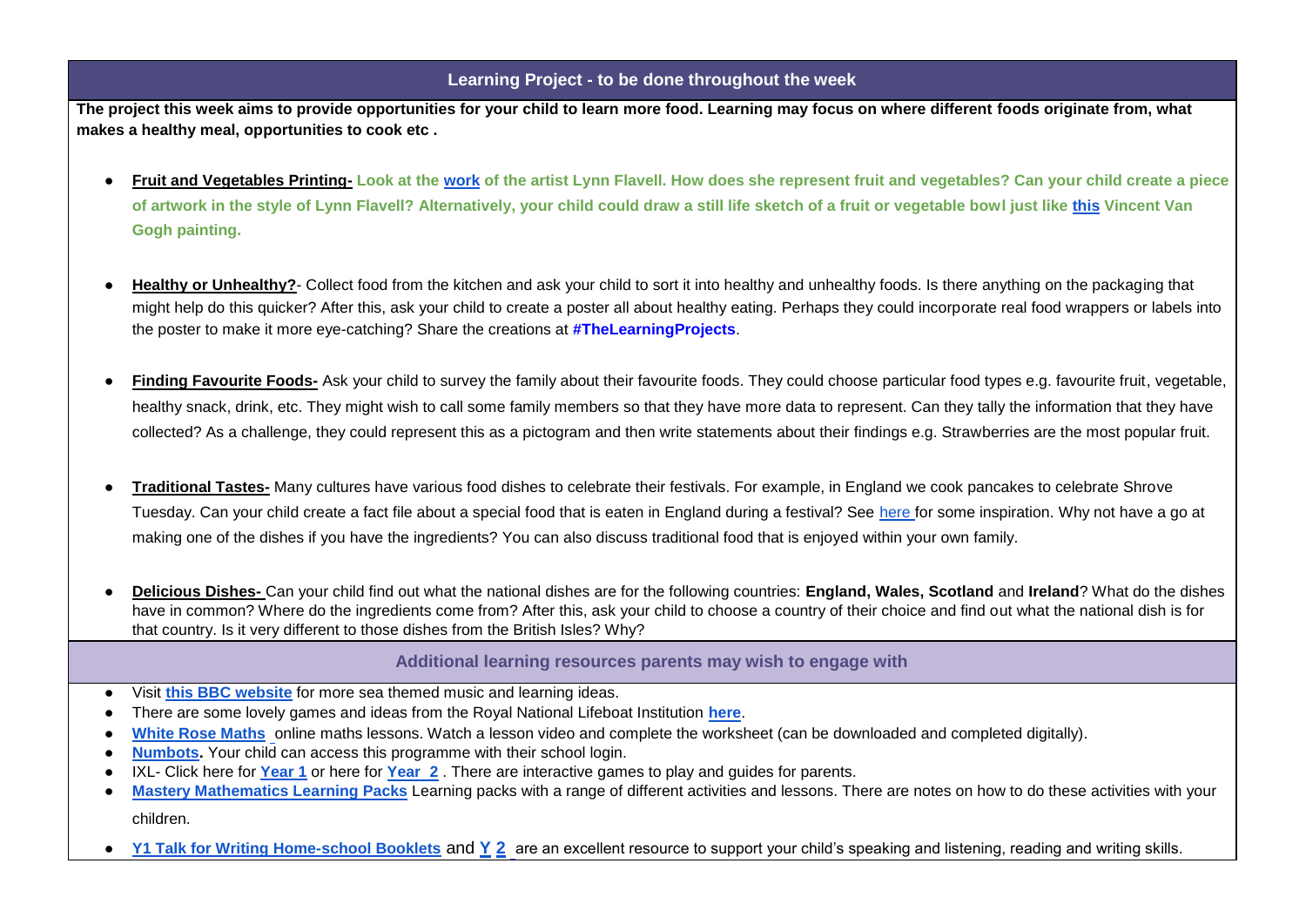## Learning Project - to be done throughout the week

**The project this week aims to provide opportunities for your child to learn more food. Learning may focus on where different foods originate from, what makes a healthy meal, opportunities to cook etc .**

- **Fruit and Vegetables Printing-** **Look at the work of the artist Lynn Flavell. How does she represent fruit and vegetables? Can your child create a piece of artwork in the style of Lynn Flavell? Alternatively, your child could draw a still life sketch of a fruit or vegetable bowl just like this Vincent Van Gogh painting.**

- **Healthy or Unhealthy?**- Collect food from the kitchen and ask your child to sort it into healthy and unhealthy foods. Is there anything on the packaging that might help do this quicker? After this, ask your child to create a poster all about healthy eating. Perhaps they could incorporate real food wrappers or labels into the poster to make it more eye-catching? Share the creations at **#TheLearningProjects**.

- **Finding Favourite Foods-** Ask your child to survey the family about their favourite foods. They could choose particular food types e.g. favourite fruit, vegetable, healthy snack, drink, etc. They might wish to call some family members so that they have more data to represent. Can they tally the information that they have collected? As a challenge, they could represent this as a pictogram and then write statements about their findings e.g. Strawberries are the most popular fruit.

- **Traditional Tastes-** Many cultures have various food dishes to celebrate their festivals. For example, in England we cook pancakes to celebrate Shrove Tuesday. Can your child create a fact file about a special food that is eaten in England during a festival? See here for some inspiration. Why not have a go at making one of the dishes if you have the ingredients? You can also discuss traditional food that is enjoyed within your own family.

- **Delicious Dishes-** Can your child find out what the national dishes are for the following countries: **England, Wales, Scotland** and **Ireland**? What do the dishes have in common? Where do the ingredients come from? After this, ask your child to choose a country of their choice and find out what the national dish is for that country. Is it very different to those dishes from the British Isles? Why?

## Additional learning resources parents may wish to engage with

- Visit **this BBC website** for more sea themed music and learning ideas.
- There are some lovely games and ideas from the Royal National Lifeboat Institution **here**.
- **White Rose Maths** online maths lessons. Watch a lesson video and complete the worksheet (can be downloaded and completed digitally).
- **Numbots.** Your child can access this programme with their school login.
- IXL- Click here for **Year 1** or here for **Year 2** . There are interactive games to play and guides for parents.
- **Mastery Mathematics Learning Packs** Learning packs with a range of different activities and lessons. There are notes on how to do these activities with your children.
- **Y1 Talk for Writing Home-school Booklets** and **Y 2** are an excellent resource to support your child's speaking and listening, reading and writing skills.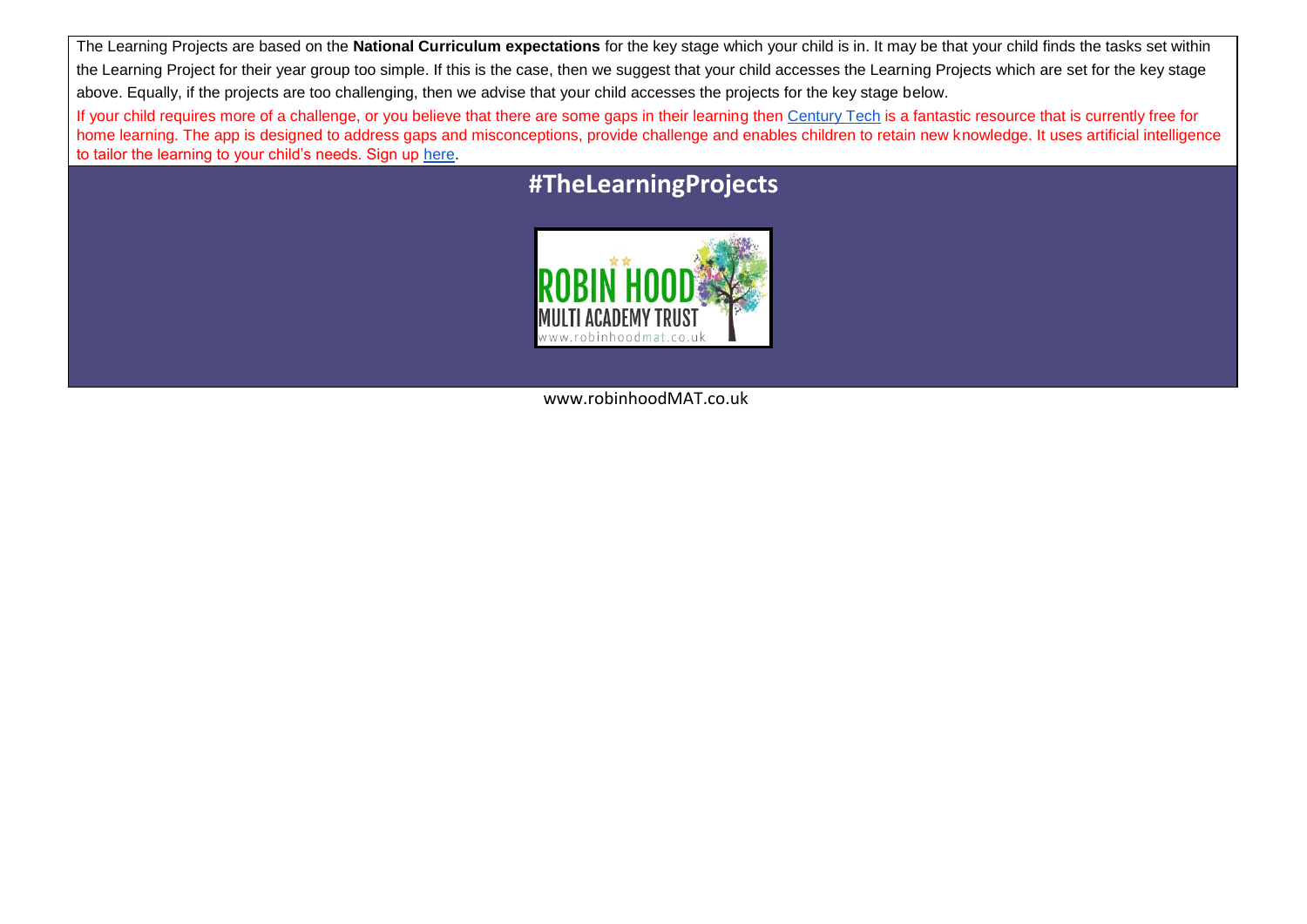The Learning Projects are based on the **National Curriculum expectations** for the key stage which your child is in. It may be that your child finds the tasks set within the Learning Project for their year group too simple. If this is the case, then we suggest that your child accesses the Learning Projects which are set for the key stage above. Equally, if the projects are too challenging, then we advise that your child accesses the projects for the key stage below.

If your child requires more of a challenge, or you believe that there are some gaps in their learning then Century Tech is a fantastic resource that is currently free for home learning. The app is designed to address gaps and misconceptions, provide challenge and enables children to retain new knowledge. It uses artificial intelligence to tailor the learning to your child's needs. Sign up here.

## #TheLearningProjects

ROBIN HOOD MULTI ACADEMY TRUST
www.robinhoodmat.co.uk

www.robinhoodMAT.co.uk